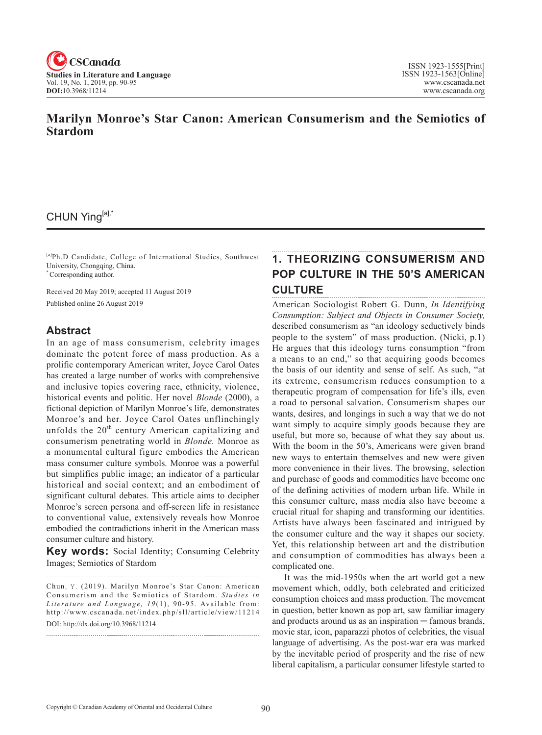# Marilyn Monroe's Star Canon: American Consumerism and the Semiotics of Stardom

CHUN Ying[a],*

[a]Ph.D Candidate, College of International Studies, Southwest University, Chongqing, China.
*Corresponding author.

Received 20 May 2019; accepted 11 August 2019
Published online 26 August 2019

## Abstract

In an age of mass consumerism, celebrity images dominate the potent force of mass production. As a prolific contemporary American writer, Joyce Carol Oates has created a large number of works with comprehensive and inclusive topics covering race, ethnicity, violence, historical events and politic. Her novel *Blonde* (2000), a fictional depiction of Marilyn Monroe's life, demonstrates Monroe's and her. Joyce Carol Oates unflinchingly unfolds the 20th century American capitalizing and consumerism penetrating world in *Blonde.* Monroe as a monumental cultural figure embodies the American mass consumer culture symbols. Monroe was a powerful but simplifies public image; an indicator of a particular historical and social context; and an embodiment of significant cultural debates. This article aims to decipher Monroe's screen persona and off-screen life in resistance to conventional value, extensively reveals how Monroe embodied the contradictions inherit in the American mass consumer culture and history.

**Key words:** Social Identity; Consuming Celebrity Images; Semiotics of Stardom

Chun, Y. (2019). Marilyn Monroe's Star Canon: American Consumerism and the Semiotics of Stardom. *Studies in Literature and Language, 19*(1), 90-95. Available from: http://www.cscanada.net/index.php/sll/article/view/11214
DOI: http://dx.doi.org/10.3968/11214

## 1. THEORIZING CONSUMERISM AND POP CULTURE IN THE 50'S AMERICAN CULTURE

American Sociologist Robert G. Dunn, *In Identifying Consumption: Subject and Objects in Consumer Society,* described consumerism as "an ideology seductively binds people to the system" of mass production. (Nicki, p.1) He argues that this ideology turns consumption "from a means to an end," so that acquiring goods becomes the basis of our identity and sense of self. As such, "at its extreme, consumerism reduces consumption to a therapeutic program of compensation for life's ills, even a road to personal salvation. Consumerism shapes our wants, desires, and longings in such a way that we do not want simply to acquire simply goods because they are useful, but more so, because of what they say about us. With the boom in the 50's, Americans were given brand new ways to entertain themselves and new were given more convenience in their lives. The browsing, selection and purchase of goods and commodities have become one of the defining activities of modern urban life. While in this consumer culture, mass media also have become a crucial ritual for shaping and transforming our identities. Artists have always been fascinated and intrigued by the consumer culture and the way it shapes our society. Yet, this relationship between art and the distribution and consumption of commodities has always been a complicated one.

It was the mid-1950s when the art world got a new movement which, oddly, both celebrated and criticized consumption choices and mass production. The movement in question, better known as pop art, saw familiar imagery and products around us as an inspiration ─ famous brands, movie star, icon, paparazzi photos of celebrities, the visual language of advertising. As the post-war era was marked by the inevitable period of prosperity and the rise of new liberal capitalism, a particular consumer lifestyle started to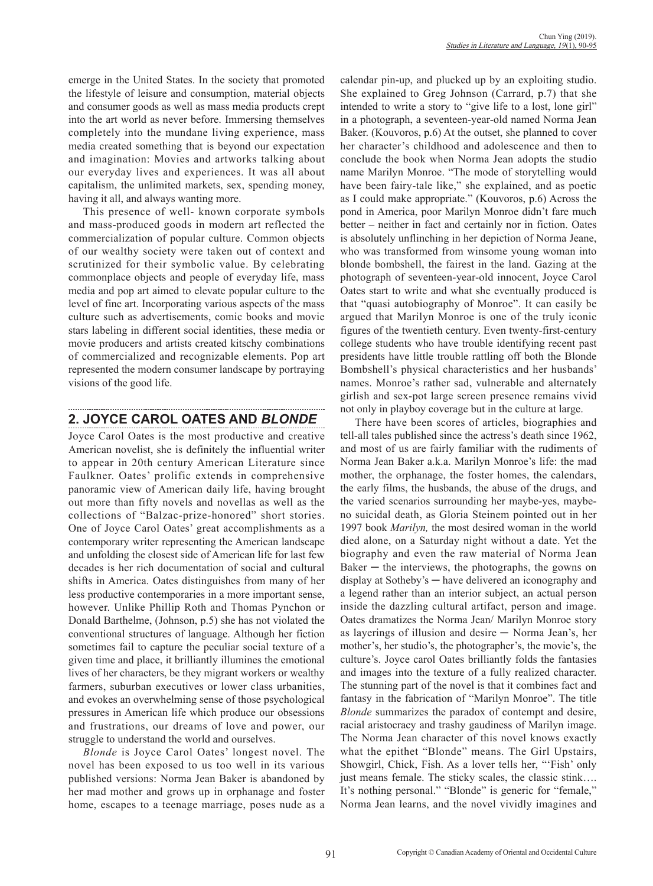emerge in the United States. In the society that promoted the lifestyle of leisure and consumption, material objects and consumer goods as well as mass media products crept into the art world as never before. Immersing themselves completely into the mundane living experience, mass media created something that is beyond our expectation and imagination: Movies and artworks talking about our everyday lives and experiences. It was all about capitalism, the unlimited markets, sex, spending money, having it all, and always wanting more.

This presence of well- known corporate symbols and mass-produced goods in modern art reflected the commercialization of popular culture. Common objects of our wealthy society were taken out of context and scrutinized for their symbolic value. By celebrating commonplace objects and people of everyday life, mass media and pop art aimed to elevate popular culture to the level of fine art. Incorporating various aspects of the mass culture such as advertisements, comic books and movie stars labeling in different social identities, these media or movie producers and artists created kitschy combinations of commercialized and recognizable elements. Pop art represented the modern consumer landscape by portraying visions of the good life.

## 2. JOYCE CAROL OATES AND *BLONDE*

Joyce Carol Oates is the most productive and creative American novelist, she is definitely the influential writer to appear in 20th century American Literature since Faulkner. Oates' prolific extends in comprehensive panoramic view of American daily life, having brought out more than fifty novels and novellas as well as the collections of "Balzac-prize-honored" short stories. One of Joyce Carol Oates' great accomplishments as a contemporary writer representing the American landscape and unfolding the closest side of American life for last few decades is her rich documentation of social and cultural shifts in America. Oates distinguishes from many of her less productive contemporaries in a more important sense, however. Unlike Phillip Roth and Thomas Pynchon or Donald Barthelme, (Johnson, p.5) she has not violated the conventional structures of language. Although her fiction sometimes fail to capture the peculiar social texture of a given time and place, it brilliantly illumines the emotional lives of her characters, be they migrant workers or wealthy farmers, suburban executives or lower class urbanities, and evokes an overwhelming sense of those psychological pressures in American life which produce our obsessions and frustrations, our dreams of love and power, our struggle to understand the world and ourselves.

*Blonde* is Joyce Carol Oates' longest novel. The novel has been exposed to us too well in its various published versions: Norma Jean Baker is abandoned by her mad mother and grows up in orphanage and foster home, escapes to a teenage marriage, poses nude as a calendar pin-up, and plucked up by an exploiting studio. She explained to Greg Johnson (Carrard, p.7) that she intended to write a story to "give life to a lost, lone girl" in a photograph, a seventeen-year-old named Norma Jean Baker. (Kouvoros, p.6) At the outset, she planned to cover her character's childhood and adolescence and then to conclude the book when Norma Jean adopts the studio name Marilyn Monroe. "The mode of storytelling would have been fairy-tale like," she explained, and as poetic as I could make appropriate." (Kouvoros, p.6) Across the pond in America, poor Marilyn Monroe didn't fare much better – neither in fact and certainly nor in fiction. Oates is absolutely unflinching in her depiction of Norma Jeane, who was transformed from winsome young woman into blonde bombshell, the fairest in the land. Gazing at the photograph of seventeen-year-old innocent, Joyce Carol Oates start to write and what she eventually produced is that "quasi autobiography of Monroe". It can easily be argued that Marilyn Monroe is one of the truly iconic figures of the twentieth century. Even twenty-first-century college students who have trouble identifying recent past presidents have little trouble rattling off both the Blonde Bombshell's physical characteristics and her husbands' names. Monroe's rather sad, vulnerable and alternately girlish and sex-pot large screen presence remains vivid not only in playboy coverage but in the culture at large.

There have been scores of articles, biographies and tell-all tales published since the actress's death since 1962, and most of us are fairly familiar with the rudiments of Norma Jean Baker a.k.a. Marilyn Monroe's life: the mad mother, the orphanage, the foster homes, the calendars, the early films, the husbands, the abuse of the drugs, and the varied scenarios surrounding her maybe-yes, maybe-no suicidal death, as Gloria Steinem pointed out in her 1997 book *Marilyn,* the most desired woman in the world died alone, on a Saturday night without a date. Yet the biography and even the raw material of Norma Jean Baker ─ the interviews, the photographs, the gowns on display at Sotheby's ─ have delivered an iconography and a legend rather than an interior subject, an actual person inside the dazzling cultural artifact, person and image. Oates dramatizes the Norma Jean/ Marilyn Monroe story as layerings of illusion and desire ─ Norma Jean's, her mother's, her studio's, the photographer's, the movie's, the culture's. Joyce carol Oates brilliantly folds the fantasies and images into the texture of a fully realized character. The stunning part of the novel is that it combines fact and fantasy in the fabrication of "Marilyn Monroe". The title *Blonde* summarizes the paradox of contempt and desire, racial aristocracy and trashy gaudiness of Marilyn image. The Norma Jean character of this novel knows exactly what the epithet "Blonde" means. The Girl Upstairs, Showgirl, Chick, Fish. As a lover tells her, "'Fish' only just means female. The sticky scales, the classic stink…. It's nothing personal." "Blonde" is generic for "female," Norma Jean learns, and the novel vividly imagines and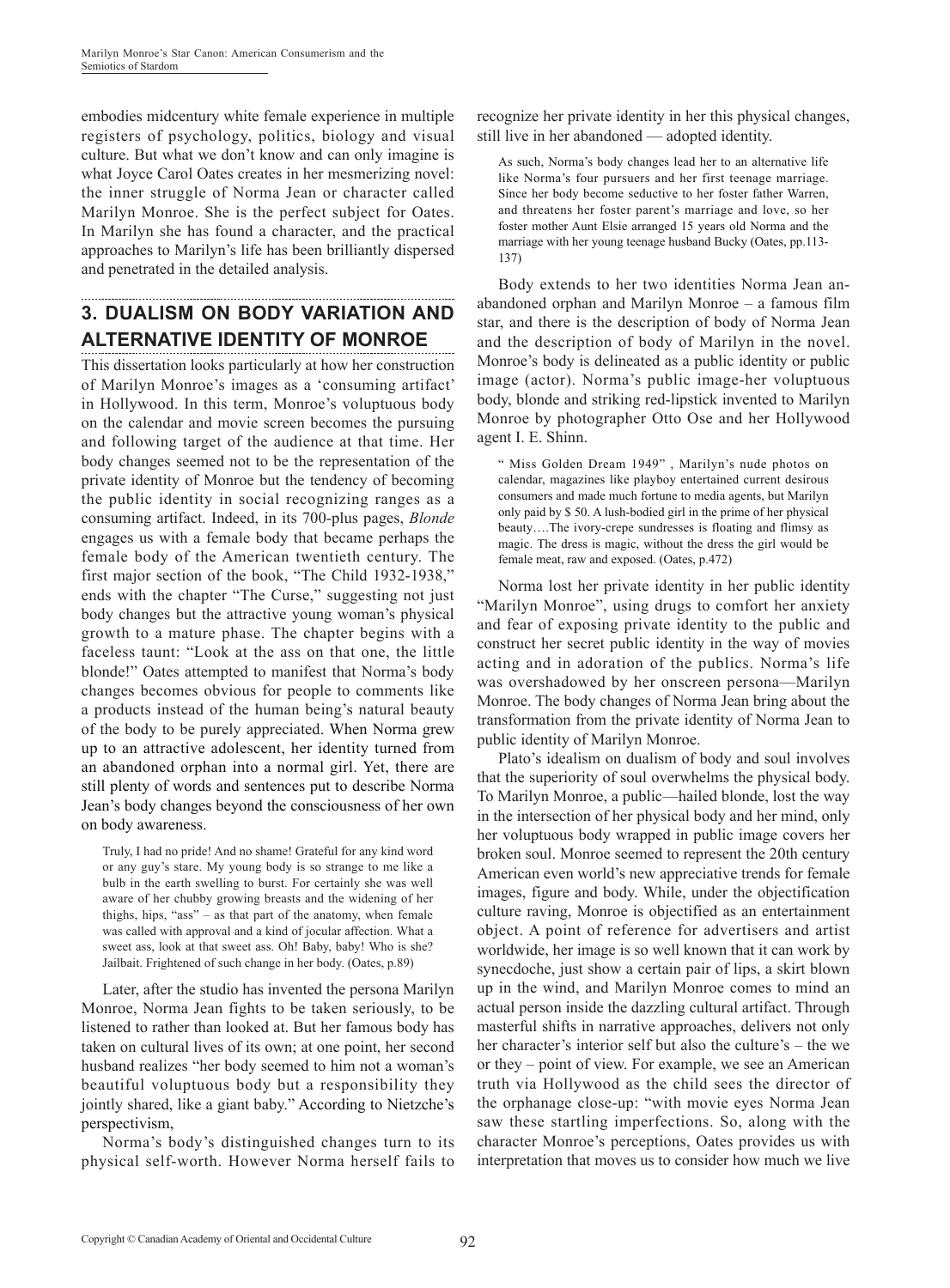embodies midcentury white female experience in multiple registers of psychology, politics, biology and visual culture. But what we don't know and can only imagine is what Joyce Carol Oates creates in her mesmerizing novel: the inner struggle of Norma Jean or character called Marilyn Monroe. She is the perfect subject for Oates. In Marilyn she has found a character, and the practical approaches to Marilyn's life has been brilliantly dispersed and penetrated in the detailed analysis.

## 3. DUALISM ON BODY VARIATION AND ALTERNATIVE IDENTITY OF MONROE

This dissertation looks particularly at how her construction of Marilyn Monroe's images as a 'consuming artifact' in Hollywood. In this term, Monroe's voluptuous body on the calendar and movie screen becomes the pursuing and following target of the audience at that time. Her body changes seemed not to be the representation of the private identity of Monroe but the tendency of becoming the public identity in social recognizing ranges as a consuming artifact. Indeed, in its 700-plus pages, *Blonde* engages us with a female body that became perhaps the female body of the American twentieth century. The first major section of the book, "The Child 1932-1938," ends with the chapter "The Curse," suggesting not just body changes but the attractive young woman's physical growth to a mature phase. The chapter begins with a faceless taunt: "Look at the ass on that one, the little blonde!" Oates attempted to manifest that Norma's body changes becomes obvious for people to comments like a products instead of the human being's natural beauty of the body to be purely appreciated. When Norma grew up to an attractive adolescent, her identity turned from an abandoned orphan into a normal girl. Yet, there are still plenty of words and sentences put to describe Norma Jean's body changes beyond the consciousness of her own on body awareness.

> Truly, I had no pride! And no shame! Grateful for any kind word or any guy's stare. My young body is so strange to me like a bulb in the earth swelling to burst. For certainly she was well aware of her chubby growing breasts and the widening of her thighs, hips, "ass" – as that part of the anatomy, when female was called with approval and a kind of jocular affection. What a sweet ass, look at that sweet ass. Oh! Baby, baby! Who is she? Jailbait. Frightened of such change in her body. (Oates, p.89)

Later, after the studio has invented the persona Marilyn Monroe, Norma Jean fights to be taken seriously, to be listened to rather than looked at. But her famous body has taken on cultural lives of its own; at one point, her second husband realizes "her body seemed to him not a woman's beautiful voluptuous body but a responsibility they jointly shared, like a giant baby." According to Nietzche's perspectivism,

Norma's body's distinguished changes turn to its physical self-worth. However Norma herself fails to recognize her private identity in her this physical changes, still live in her abandoned — adopted identity.

> As such, Norma's body changes lead her to an alternative life like Norma's four pursuers and her first teenage marriage. Since her body become seductive to her foster father Warren, and threatens her foster parent's marriage and love, so her foster mother Aunt Elsie arranged 15 years old Norma and the marriage with her young teenage husband Bucky (Oates, pp.113-137)

Body extends to her two identities Norma Jean an-abandoned orphan and Marilyn Monroe – a famous film star, and there is the description of body of Norma Jean and the description of body of Marilyn in the novel. Monroe's body is delineated as a public identity or public image (actor). Norma's public image-her voluptuous body, blonde and striking red-lipstick invented to Marilyn Monroe by photographer Otto Ose and her Hollywood agent I. E. Shinn.

> " Miss Golden Dream 1949" , Marilyn's nude photos on calendar, magazines like playboy entertained current desirous consumers and made much fortune to media agents, but Marilyn only paid by $ 50. A lush-bodied girl in the prime of her physical beauty….The ivory-crepe sundresses is floating and flimsy as magic. The dress is magic, without the dress the girl would be female meat, raw and exposed. (Oates, p.472)

Norma lost her private identity in her public identity "Marilyn Monroe", using drugs to comfort her anxiety and fear of exposing private identity to the public and construct her secret public identity in the way of movies acting and in adoration of the publics. Norma's life was overshadowed by her onscreen persona—Marilyn Monroe. The body changes of Norma Jean bring about the transformation from the private identity of Norma Jean to public identity of Marilyn Monroe.

Plato's idealism on dualism of body and soul involves that the superiority of soul overwhelms the physical body. To Marilyn Monroe, a public—hailed blonde, lost the way in the intersection of her physical body and her mind, only her voluptuous body wrapped in public image covers her broken soul. Monroe seemed to represent the 20th century American even world's new appreciative trends for female images, figure and body. While, under the objectification culture raving, Monroe is objectified as an entertainment object. A point of reference for advertisers and artist worldwide, her image is so well known that it can work by synecdoche, just show a certain pair of lips, a skirt blown up in the wind, and Marilyn Monroe comes to mind an actual person inside the dazzling cultural artifact. Through masterful shifts in narrative approaches, delivers not only her character's interior self but also the culture's – the we or they – point of view. For example, we see an American truth via Hollywood as the child sees the director of the orphanage close-up: "with movie eyes Norma Jean saw these startling imperfections. So, along with the character Monroe's perceptions, Oates provides us with interpretation that moves us to consider how much we live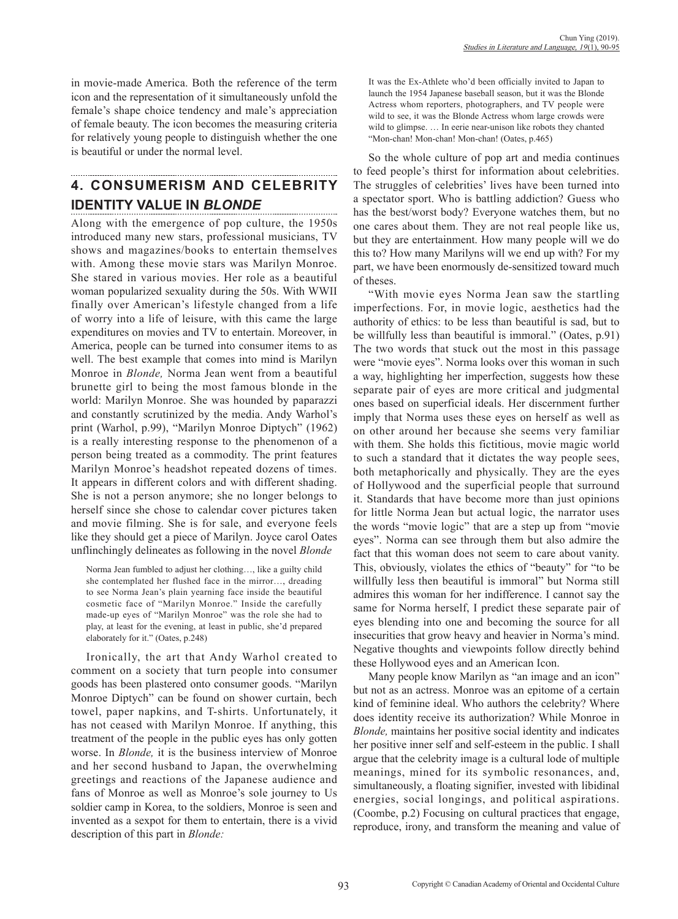in movie-made America. Both the reference of the term icon and the representation of it simultaneously unfold the female's shape choice tendency and male's appreciation of female beauty. The icon becomes the measuring criteria for relatively young people to distinguish whether the one is beautiful or under the normal level.

## 4. CONSUMERISM AND CELEBRITY IDENTITY VALUE IN *BLONDE*

Along with the emergence of pop culture, the 1950s introduced many new stars, professional musicians, TV shows and magazines/books to entertain themselves with. Among these movie stars was Marilyn Monroe. She stared in various movies. Her role as a beautiful woman popularized sexuality during the 50s. With WWII finally over American's lifestyle changed from a life of worry into a life of leisure, with this came the large expenditures on movies and TV to entertain. Moreover, in America, people can be turned into consumer items to as well. The best example that comes into mind is Marilyn Monroe in *Blonde,* Norma Jean went from a beautiful brunette girl to being the most famous blonde in the world: Marilyn Monroe. She was hounded by paparazzi and constantly scrutinized by the media. Andy Warhol's print (Warhol, p.99), "Marilyn Monroe Diptych" (1962) is a really interesting response to the phenomenon of a person being treated as a commodity. The print features Marilyn Monroe's headshot repeated dozens of times. It appears in different colors and with different shading. She is not a person anymore; she no longer belongs to herself since she chose to calendar cover pictures taken and movie filming. She is for sale, and everyone feels like they should get a piece of Marilyn. Joyce carol Oates unflinchingly delineates as following in the novel *Blonde*

> Norma Jean fumbled to adjust her clothing…, like a guilty child she contemplated her flushed face in the mirror…, dreading to see Norma Jean's plain yearning face inside the beautiful cosmetic face of "Marilyn Monroe." Inside the carefully made-up eyes of "Marilyn Monroe" was the role she had to play, at least for the evening, at least in public, she'd prepared elaborately for it." (Oates, p.248)

Ironically, the art that Andy Warhol created to comment on a society that turn people into consumer goods has been plastered onto consumer goods. "Marilyn Monroe Diptych" can be found on shower curtain, bech towel, paper napkins, and T-shirts. Unfortunately, it has not ceased with Marilyn Monroe. If anything, this treatment of the people in the public eyes has only gotten worse. In *Blonde,* it is the business interview of Monroe and her second husband to Japan, the overwhelming greetings and reactions of the Japanese audience and fans of Monroe as well as Monroe's sole journey to Us soldier camp in Korea, to the soldiers, Monroe is seen and invented as a sexpot for them to entertain, there is a vivid description of this part in *Blonde:*

> It was the Ex-Athlete who'd been officially invited to Japan to launch the 1954 Japanese baseball season, but it was the Blonde Actress whom reporters, photographers, and TV people were wild to see, it was the Blonde Actress whom large crowds were wild to glimpse. … In eerie near-unison like robots they chanted "Mon-chan! Mon-chan! Mon-chan! (Oates, p.465)

So the whole culture of pop art and media continues to feed people's thirst for information about celebrities. The struggles of celebrities' lives have been turned into a spectator sport. Who is battling addiction? Guess who has the best/worst body? Everyone watches them, but no one cares about them. They are not real people like us, but they are entertainment. How many people will we do this to? How many Marilyns will we end up with? For my part, we have been enormously de-sensitized toward much of theses.

"With movie eyes Norma Jean saw the startling imperfections. For, in movie logic, aesthetics had the authority of ethics: to be less than beautiful is sad, but to be willfully less than beautiful is immoral." (Oates, p.91) The two words that stuck out the most in this passage were "movie eyes". Norma looks over this woman in such a way, highlighting her imperfection, suggests how these separate pair of eyes are more critical and judgmental ones based on superficial ideals. Her discernment further imply that Norma uses these eyes on herself as well as on other around her because she seems very familiar with them. She holds this fictitious, movie magic world to such a standard that it dictates the way people sees, both metaphorically and physically. They are the eyes of Hollywood and the superficial people that surround it. Standards that have become more than just opinions for little Norma Jean but actual logic, the narrator uses the words "movie logic" that are a step up from "movie eyes". Norma can see through them but also admire the fact that this woman does not seem to care about vanity. This, obviously, violates the ethics of "beauty" for "to be willfully less then beautiful is immoral" but Norma still admires this woman for her indifference. I cannot say the same for Norma herself, I predict these separate pair of eyes blending into one and becoming the source for all insecurities that grow heavy and heavier in Norma's mind. Negative thoughts and viewpoints follow directly behind these Hollywood eyes and an American Icon.

Many people know Marilyn as "an image and an icon" but not as an actress. Monroe was an epitome of a certain kind of feminine ideal. Who authors the celebrity? Where does identity receive its authorization? While Monroe in *Blonde,* maintains her positive social identity and indicates her positive inner self and self-esteem in the public. I shall argue that the celebrity image is a cultural lode of multiple meanings, mined for its symbolic resonances, and, simultaneously, a floating signifier, invested with libidinal energies, social longings, and political aspirations. (Coombe, p.2) Focusing on cultural practices that engage, reproduce, irony, and transform the meaning and value of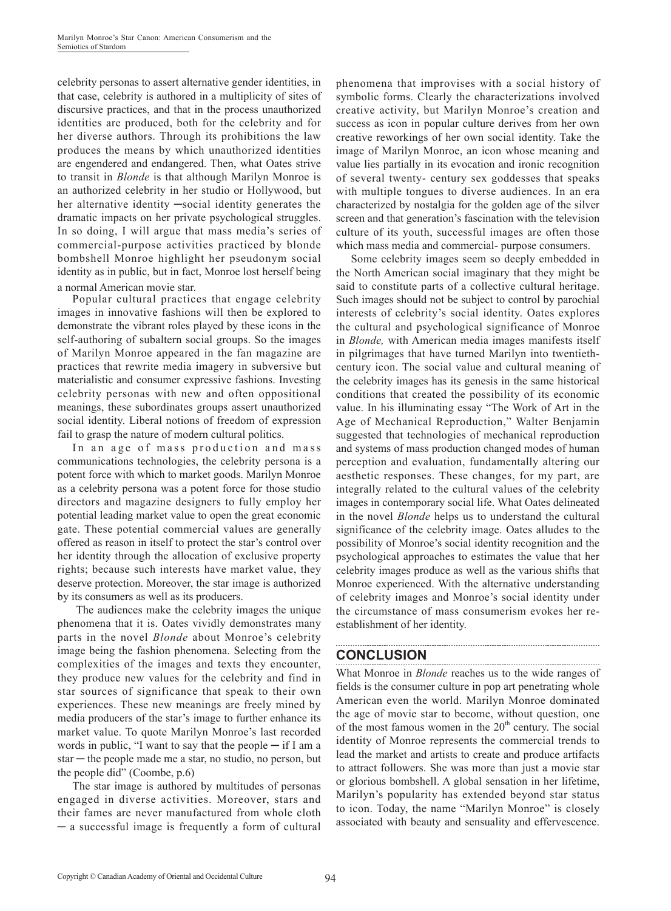celebrity personas to assert alternative gender identities, in that case, celebrity is authored in a multiplicity of sites of discursive practices, and that in the process unauthorized identities are produced, both for the celebrity and for her diverse authors. Through its prohibitions the law produces the means by which unauthorized identities are engendered and endangered. Then, what Oates strive to transit in *Blonde* is that although Marilyn Monroe is an authorized celebrity in her studio or Hollywood, but her alternative identity ─social identity generates the dramatic impacts on her private psychological struggles. In so doing, I will argue that mass media's series of commercial-purpose activities practiced by blonde bombshell Monroe highlight her pseudonym social identity as in public, but in fact, Monroe lost herself being a normal American movie star.

Popular cultural practices that engage celebrity images in innovative fashions will then be explored to demonstrate the vibrant roles played by these icons in the self-authoring of subaltern social groups. So the images of Marilyn Monroe appeared in the fan magazine are practices that rewrite media imagery in subversive but materialistic and consumer expressive fashions. Investing celebrity personas with new and often oppositional meanings, these subordinates groups assert unauthorized social identity. Liberal notions of freedom of expression fail to grasp the nature of modern cultural politics.

In an age of mass production and mass communications technologies, the celebrity persona is a potent force with which to market goods. Marilyn Monroe as a celebrity persona was a potent force for those studio directors and magazine designers to fully employ her potential leading market value to open the great economic gate. These potential commercial values are generally offered as reason in itself to protect the star's control over her identity through the allocation of exclusive property rights; because such interests have market value, they deserve protection. Moreover, the star image is authorized by its consumers as well as its producers.

The audiences make the celebrity images the unique phenomena that it is. Oates vividly demonstrates many parts in the novel *Blonde* about Monroe's celebrity image being the fashion phenomena. Selecting from the complexities of the images and texts they encounter, they produce new values for the celebrity and find in star sources of significance that speak to their own experiences. These new meanings are freely mined by media producers of the star's image to further enhance its market value. To quote Marilyn Monroe's last recorded words in public, "I want to say that the people ─ if I am a star ─ the people made me a star, no studio, no person, but the people did" (Coombe, p.6)

The star image is authored by multitudes of personas engaged in diverse activities. Moreover, stars and their fames are never manufactured from whole cloth ─ a successful image is frequently a form of cultural phenomena that improvises with a social history of symbolic forms. Clearly the characterizations involved creative activity, but Marilyn Monroe's creation and success as icon in popular culture derives from her own creative reworkings of her own social identity. Take the image of Marilyn Monroe, an icon whose meaning and value lies partially in its evocation and ironic recognition of several twenty- century sex goddesses that speaks with multiple tongues to diverse audiences. In an era characterized by nostalgia for the golden age of the silver screen and that generation's fascination with the television culture of its youth, successful images are often those which mass media and commercial- purpose consumers.

Some celebrity images seem so deeply embedded in the North American social imaginary that they might be said to constitute parts of a collective cultural heritage. Such images should not be subject to control by parochial interests of celebrity's social identity. Oates explores the cultural and psychological significance of Monroe in *Blonde,* with American media images manifests itself in pilgrimages that have turned Marilyn into twentieth-century icon. The social value and cultural meaning of the celebrity images has its genesis in the same historical conditions that created the possibility of its economic value. In his illuminating essay "The Work of Art in the Age of Mechanical Reproduction," Walter Benjamin suggested that technologies of mechanical reproduction and systems of mass production changed modes of human perception and evaluation, fundamentally altering our aesthetic responses. These changes, for my part, are integrally related to the cultural values of the celebrity images in contemporary social life. What Oates delineated in the novel *Blonde* helps us to understand the cultural significance of the celebrity image. Oates alludes to the possibility of Monroe's social identity recognition and the psychological approaches to estimates the value that her celebrity images produce as well as the various shifts that Monroe experienced. With the alternative understanding of celebrity images and Monroe's social identity under the circumstance of mass consumerism evokes her re-establishment of her identity.

## CONCLUSION

What Monroe in *Blonde* reaches us to the wide ranges of fields is the consumer culture in pop art penetrating whole American even the world. Marilyn Monroe dominated the age of movie star to become, without question, one of the most famous women in the 20th century. The social identity of Monroe represents the commercial trends to lead the market and artists to create and produce artifacts to attract followers. She was more than just a movie star or glorious bombshell. A global sensation in her lifetime, Marilyn's popularity has extended beyond star status to icon. Today, the name "Marilyn Monroe" is closely associated with beauty and sensuality and effervescence.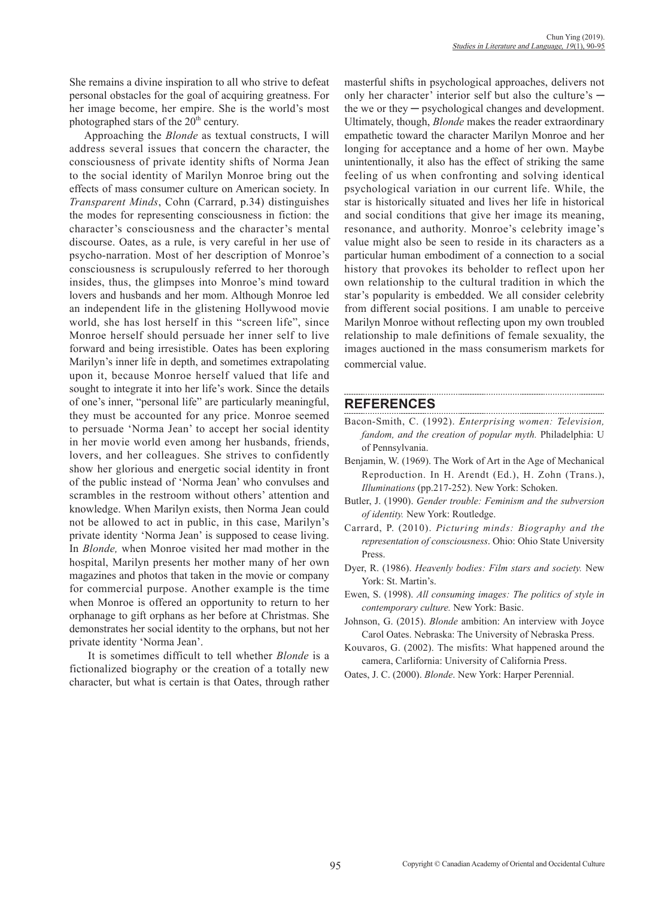She remains a divine inspiration to all who strive to defeat personal obstacles for the goal of acquiring greatness. For her image become, her empire. She is the world's most photographed stars of the 20th century.

Approaching the *Blonde* as textual constructs, I will address several issues that concern the character, the consciousness of private identity shifts of Norma Jean to the social identity of Marilyn Monroe bring out the effects of mass consumer culture on American society. In *Transparent Minds*, Cohn (Carrard, p.34) distinguishes the modes for representing consciousness in fiction: the character's consciousness and the character's mental discourse. Oates, as a rule, is very careful in her use of psycho-narration. Most of her description of Monroe's consciousness is scrupulously referred to her thorough insides, thus, the glimpses into Monroe's mind toward lovers and husbands and her mom. Although Monroe led an independent life in the glistening Hollywood movie world, she has lost herself in this "screen life", since Monroe herself should persuade her inner self to live forward and being irresistible. Oates has been exploring Marilyn's inner life in depth, and sometimes extrapolating upon it, because Monroe herself valued that life and sought to integrate it into her life's work. Since the details of one's inner, "personal life" are particularly meaningful, they must be accounted for any price. Monroe seemed to persuade 'Norma Jean' to accept her social identity in her movie world even among her husbands, friends, lovers, and her colleagues. She strives to confidently show her glorious and energetic social identity in front of the public instead of 'Norma Jean' who convulses and scrambles in the restroom without others' attention and knowledge. When Marilyn exists, then Norma Jean could not be allowed to act in public, in this case, Marilyn's private identity 'Norma Jean' is supposed to cease living. In *Blonde,* when Monroe visited her mad mother in the hospital, Marilyn presents her mother many of her own magazines and photos that taken in the movie or company for commercial purpose. Another example is the time when Monroe is offered an opportunity to return to her orphanage to gift orphans as her before at Christmas. She demonstrates her social identity to the orphans, but not her private identity 'Norma Jean'.

It is sometimes difficult to tell whether *Blonde* is a fictionalized biography or the creation of a totally new character, but what is certain is that Oates, through rather masterful shifts in psychological approaches, delivers not only her character' interior self but also the culture's ─ the we or they ─ psychological changes and development. Ultimately, though, *Blonde* makes the reader extraordinary empathetic toward the character Marilyn Monroe and her longing for acceptance and a home of her own. Maybe unintentionally, it also has the effect of striking the same feeling of us when confronting and solving identical psychological variation in our current life. While, the star is historically situated and lives her life in historical and social conditions that give her image its meaning, resonance, and authority. Monroe's celebrity image's value might also be seen to reside in its characters as a particular human embodiment of a connection to a social history that provokes its beholder to reflect upon her own relationship to the cultural tradition in which the star's popularity is embedded. We all consider celebrity from different social positions. I am unable to perceive Marilyn Monroe without reflecting upon my own troubled relationship to male definitions of female sexuality, the images auctioned in the mass consumerism markets for commercial value.

## REFERENCES

Bacon-Smith, C. (1992). *Enterprising women: Television, fandom, and the creation of popular myth.* Philadelphia: U of Pennsylvania.

Benjamin, W. (1969). The Work of Art in the Age of Mechanical Reproduction. In H. Arendt (Ed.), H. Zohn (Trans.), *Illuminations* (pp.217-252). New York: Schoken.

Butler, J. (1990). *Gender trouble: Feminism and the subversion of identity.* New York: Routledge.

Carrard, P. (2010). *Picturing minds: Biography and the representation of consciousness*. Ohio: Ohio State University Press.

Dyer, R. (1986). *Heavenly bodies: Film stars and society.* New York: St. Martin's.

Ewen, S. (1998). *All consuming images: The politics of style in contemporary culture.* New York: Basic.

Johnson, G. (2015). *Blonde* ambition: An interview with Joyce Carol Oates. Nebraska: The University of Nebraska Press.

Kouvaros, G. (2002). The misfits: What happened around the camera, Carlifornia: University of California Press.

Oates, J. C. (2000). *Blonde*. New York: Harper Perennial.